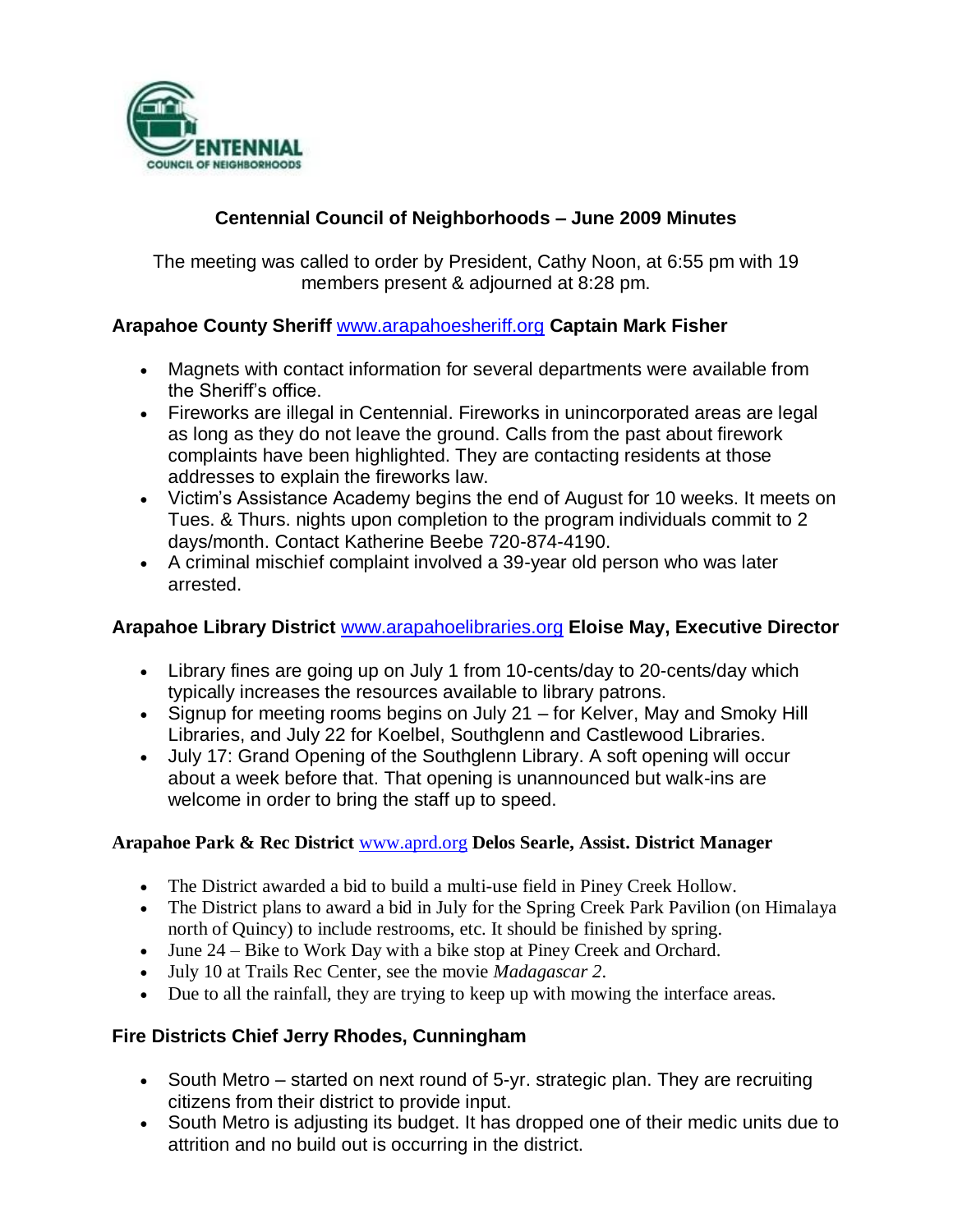# Centennial Council of Neighborhoods – June 2009 Minutes

The meeting was called to order by President, Cathy Noon, at 6:55 pm with 19 members present & adjourned at 8:28 pm.

### Arapahoe County Sheriff www.arapahoesheriff.org Captain Mark Fisher

- Magnets with contact information for several departments were available from the Sheriff's office.
- Fireworks are illegal in Centennial. Fireworks in unincorporated areas are legal as long as they do not leave the ground. Calls from the past about firework complaints have been highlighted. They are contacting residents at those addresses to explain the fireworks law.
- Victim's Assistance Academy begins the end of August for 10 weeks. It meets on Tues. & Thurs. nights upon completion to the program individuals commit to 2 days/month. Contact Katherine Beebe 720-874-4190.
- A criminal mischief complaint involved a 39-year old person who was later arrested.

### Arapahoe Library District www.arapahoelibraries.org Eloise May, Executive Director

- Library fines are going up on July 1 from 10-cents/day to 20-cents/day which typically increases the resources available to library patrons.
- Signup for meeting rooms begins on July 21 – for Kelver, May and Smoky Hill Libraries, and July 22 for Koelbel, Southglenn and Castlewood Libraries.
- July 17: Grand Opening of the Southglenn Library. A soft opening will occur about a week before that. That opening is unannounced but walk-ins are welcome in order to bring the staff up to speed.

### Arapahoe Park & Rec District www.aprd.org Delos Searle, Assist. District Manager

- The District awarded a bid to build a multi-use field in Piney Creek Hollow.
- The District plans to award a bid in July for the Spring Creek Park Pavilion (on Himalaya north of Quincy) to include restrooms, etc. It should be finished by spring.
- June 24 – Bike to Work Day with a bike stop at Piney Creek and Orchard.
- July 10 at Trails Rec Center, see the movie *Madagascar 2*.
- Due to all the rainfall, they are trying to keep up with mowing the interface areas.

### Fire Districts Chief Jerry Rhodes, Cunningham

- South Metro – started on next round of 5-yr. strategic plan. They are recruiting citizens from their district to provide input.
- South Metro is adjusting its budget. It has dropped one of their medic units due to attrition and no build out is occurring in the district.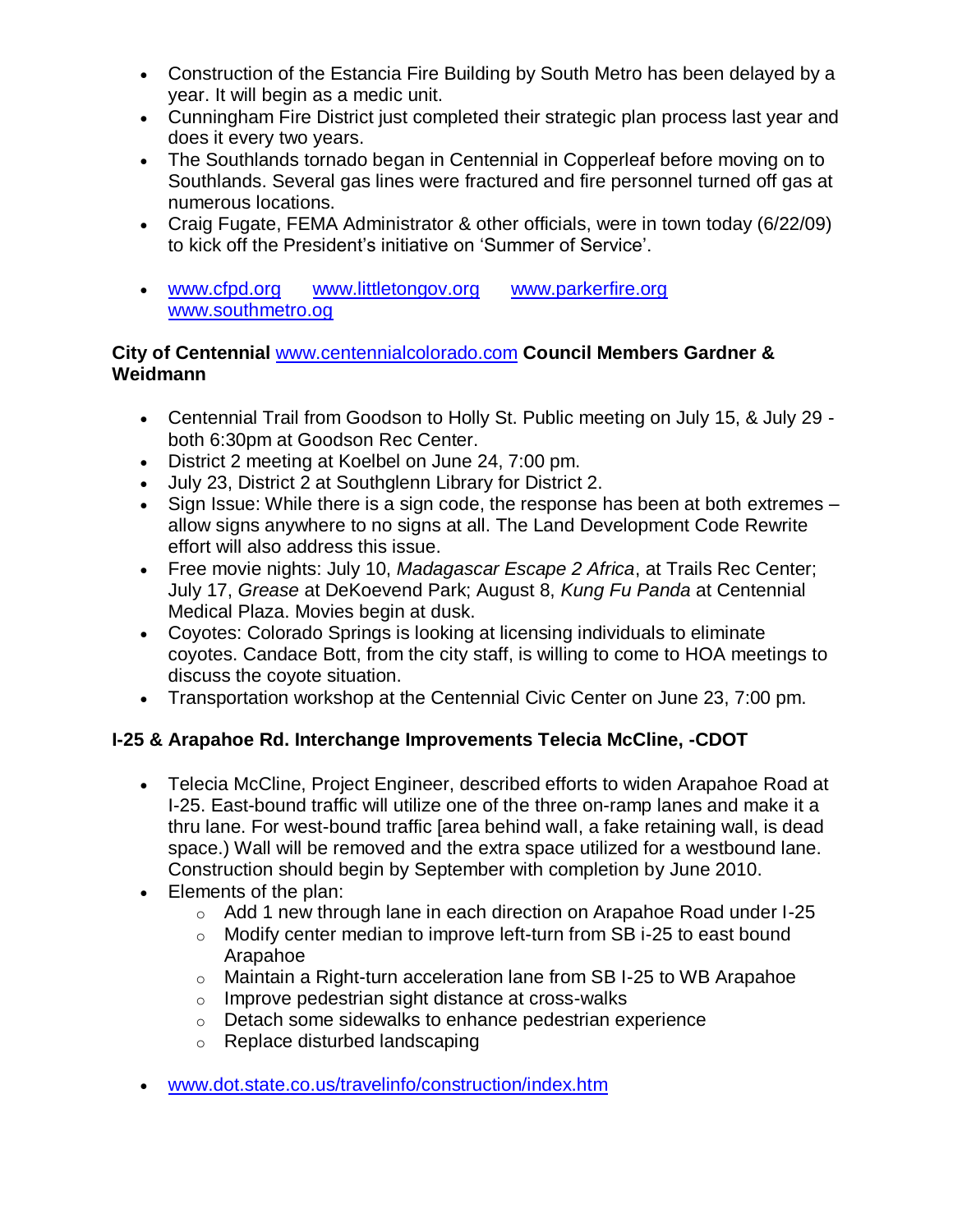- Construction of the Estancia Fire Building by South Metro has been delayed by a year. It will begin as a medic unit.
- Cunningham Fire District just completed their strategic plan process last year and does it every two years.
- The Southlands tornado began in Centennial in Copperleaf before moving on to Southlands. Several gas lines were fractured and fire personnel turned off gas at numerous locations.
- Craig Fugate, FEMA Administrator & other officials, were in town today (6/22/09) to kick off the President's initiative on 'Summer of Service'.

- www.cfpd.org www.littletongov.org www.parkerfire.org www.southmetro.og

**City of Centennial** www.centennialcolorado.com **Council Members Gardner & Weidmann**

- Centennial Trail from Goodson to Holly St. Public meeting on July 15, & July 29 - both 6:30pm at Goodson Rec Center.
- District 2 meeting at Koelbel on June 24, 7:00 pm.
- July 23, District 2 at Southglenn Library for District 2.
- Sign Issue: While there is a sign code, the response has been at both extremes – allow signs anywhere to no signs at all. The Land Development Code Rewrite effort will also address this issue.
- Free movie nights: July 10, *Madagascar Escape 2 Africa*, at Trails Rec Center; July 17, *Grease* at DeKoevend Park; August 8, *Kung Fu Panda* at Centennial Medical Plaza. Movies begin at dusk.
- Coyotes: Colorado Springs is looking at licensing individuals to eliminate coyotes. Candace Bott, from the city staff, is willing to come to HOA meetings to discuss the coyote situation.
- Transportation workshop at the Centennial Civic Center on June 23, 7:00 pm.

**I-25 & Arapahoe Rd. Interchange Improvements Telecia McCline, -CDOT**

- Telecia McCline, Project Engineer, described efforts to widen Arapahoe Road at I-25. East-bound traffic will utilize one of the three on-ramp lanes and make it a thru lane. For west-bound traffic [area behind wall, a fake retaining wall, is dead space.) Wall will be removed and the extra space utilized for a westbound lane. Construction should begin by September with completion by June 2010.
- Elements of the plan:
  - Add 1 new through lane in each direction on Arapahoe Road under I-25
  - Modify center median to improve left-turn from SB i-25 to east bound Arapahoe
  - Maintain a Right-turn acceleration lane from SB I-25 to WB Arapahoe
  - Improve pedestrian sight distance at cross-walks
  - Detach some sidewalks to enhance pedestrian experience
  - Replace disturbed landscaping

- www.dot.state.co.us/travelinfo/construction/index.htm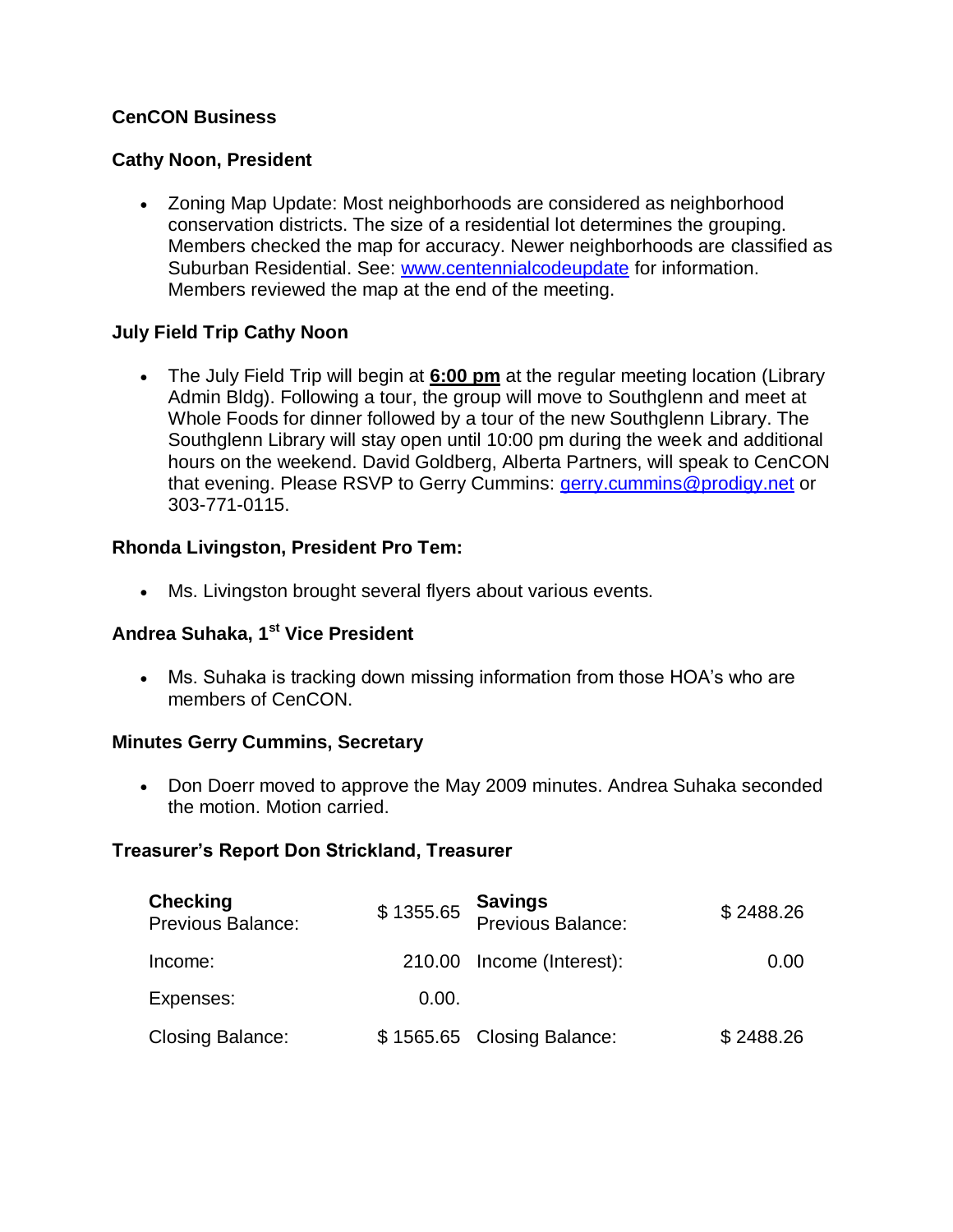**CenCON Business**

**Cathy Noon, President**

- Zoning Map Update: Most neighborhoods are considered as neighborhood conservation districts. The size of a residential lot determines the grouping. Members checked the map for accuracy. Newer neighborhoods are classified as Suburban Residential. See: www.centennialcodeupdate for information. Members reviewed the map at the end of the meeting.

**July Field Trip Cathy Noon**

- The July Field Trip will begin at **6:00 pm** at the regular meeting location (Library Admin Bldg). Following a tour, the group will move to Southglenn and meet at Whole Foods for dinner followed by a tour of the new Southglenn Library. The Southglenn Library will stay open until 10:00 pm during the week and additional hours on the weekend. David Goldberg, Alberta Partners, will speak to CenCON that evening. Please RSVP to Gerry Cummins: gerry.cummins@prodigy.net or 303-771-0115.

**Rhonda Livingston, President Pro Tem:**

- Ms. Livingston brought several flyers about various events.

**Andrea Suhaka, 1st Vice President**

- Ms. Suhaka is tracking down missing information from those HOA's who are members of CenCON.

**Minutes Gerry Cummins, Secretary**

- Don Doerr moved to approve the May 2009 minutes. Andrea Suhaka seconded the motion. Motion carried.

**Treasurer's Report Don Strickland, Treasurer**

| **Checking** Previous Balance: | $ 1355.65 | **Savings** Previous Balance: | $ 2488.26 |
|---|---|---|---|
| Income: | 210.00 | Income (Interest): | 0.00 |
| Expenses: | 0.00. | | |
| Closing Balance: | $ 1565.65 | Closing Balance: | $ 2488.26 |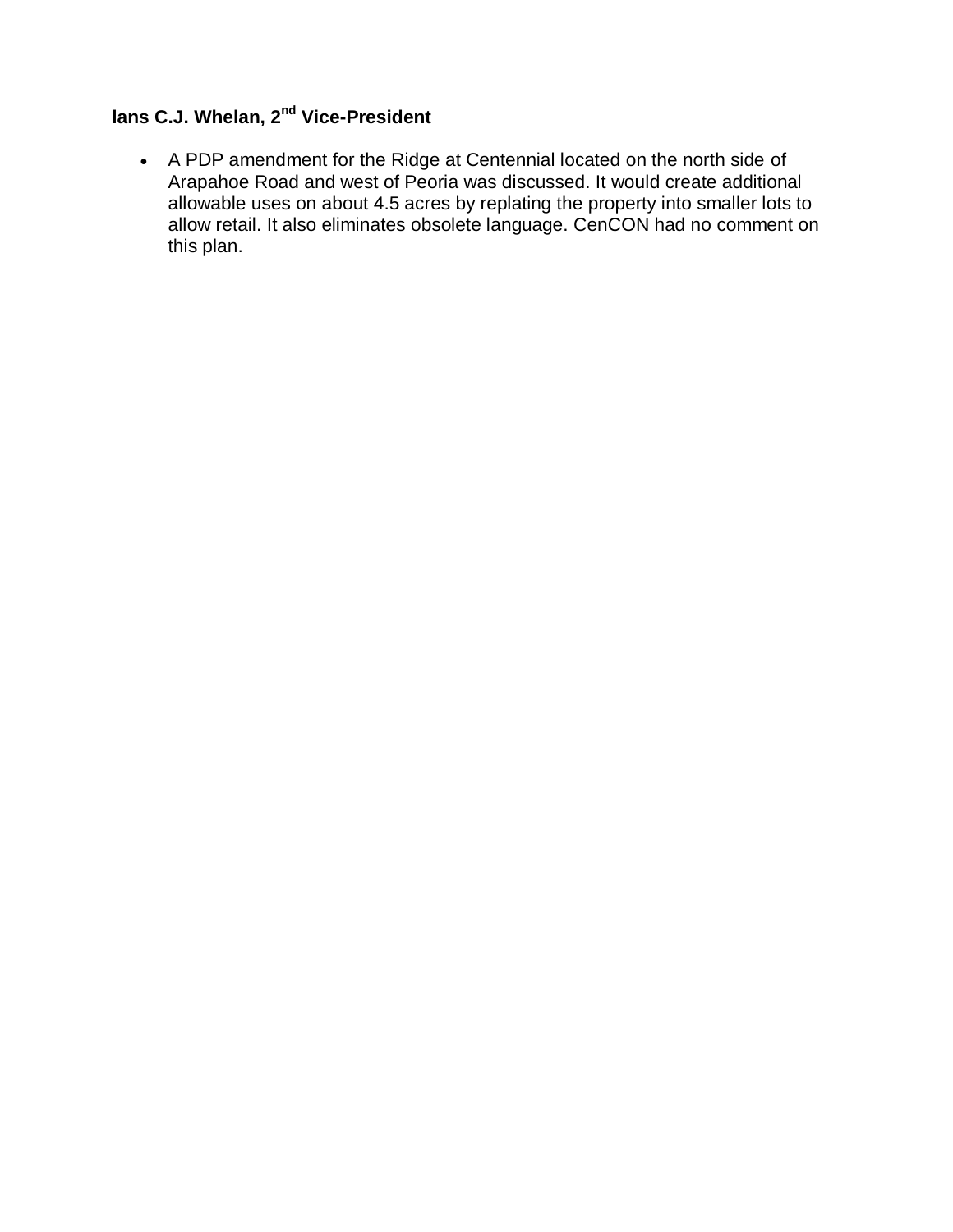**Ians C.J. Whelan, 2nd Vice-President**

- A PDP amendment for the Ridge at Centennial located on the north side of Arapahoe Road and west of Peoria was discussed. It would create additional allowable uses on about 4.5 acres by replating the property into smaller lots to allow retail. It also eliminates obsolete language. CenCON had no comment on this plan.